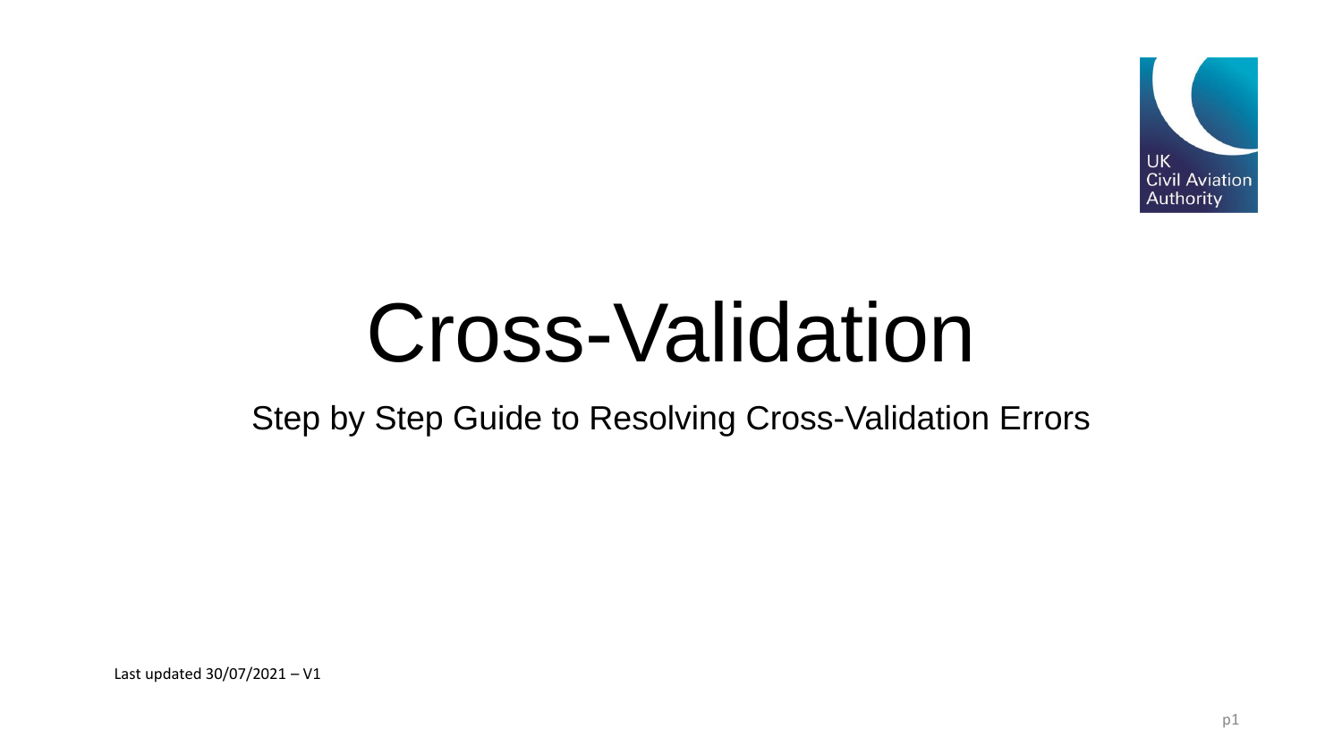# Cross-Validation

## Step by Step Guide to Resolving Cross-Validation Errors

Last updated 30/07/2021 – V1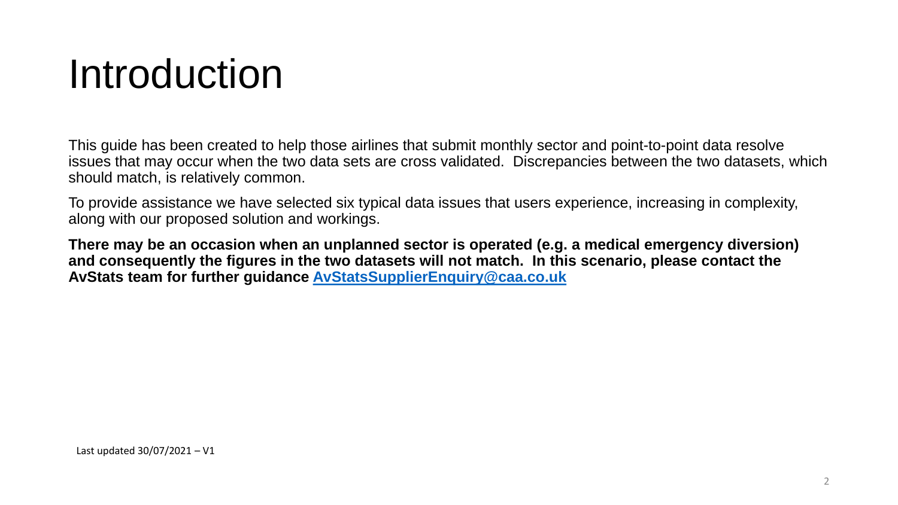# Introduction

This guide has been created to help those airlines that submit monthly sector and point-to-point data resolve issues that may occur when the two data sets are cross validated.  Discrepancies between the two datasets, which should match, is relatively common.

To provide assistance we have selected six typical data issues that users experience, increasing in complexity, along with our proposed solution and workings.

**There may be an occasion when an unplanned sector is operated (e.g. a medical emergency diversion) and consequently the figures in the two datasets will not match.  In this scenario, please contact the AvStats team for further guidance [AvStatsSupplierEnquiry@caa.co.uk](mailto:AvStatsSupplierEnquiry@caa.co.uk)**

Last updated 30/07/2021 – V1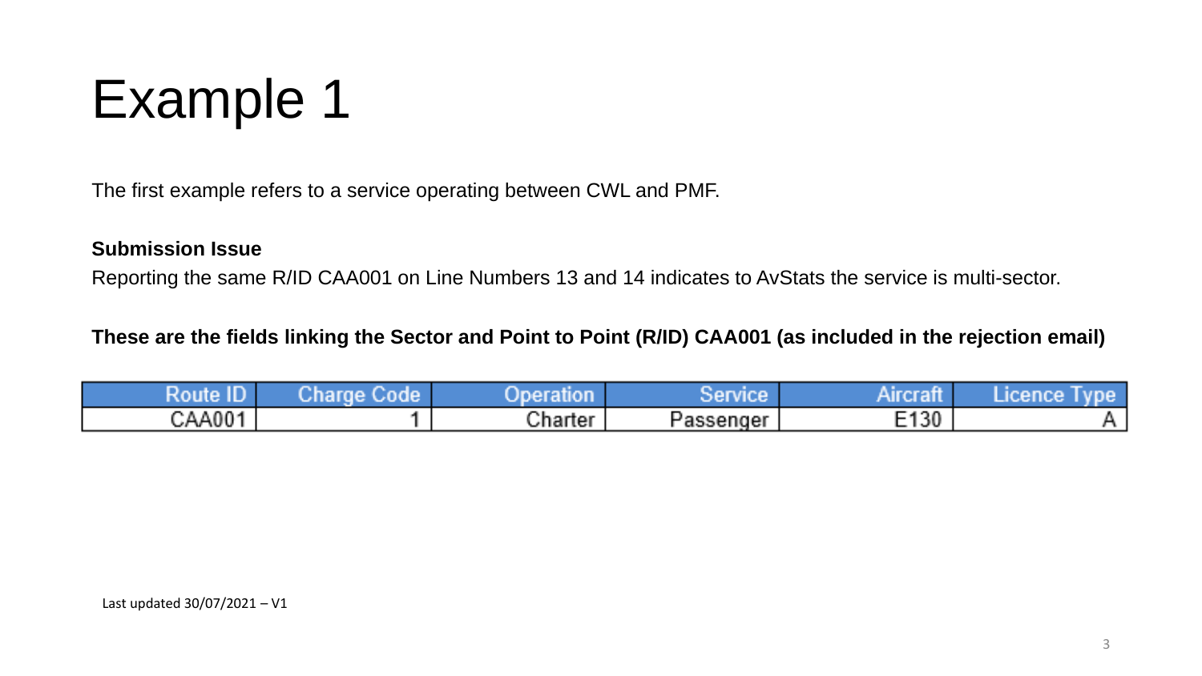# Example 1

The first example refers to a service operating between CWL and PMF.

**Submission Issue**

Reporting the same R/ID CAA001 on Line Numbers 13 and 14 indicates to AvStats the service is multi-sector.

**These are the fields linking the Sector and Point to Point (R/ID) CAA001 (as included in the rejection email)**

| Route ID | Charge Code | Operation | Service | Aircraft | Licence Type |
|---|---|---|---|---|---|
| CAA001 | 1 | Charter | Passenger | E130 | A |

Last updated 30/07/2021 – V1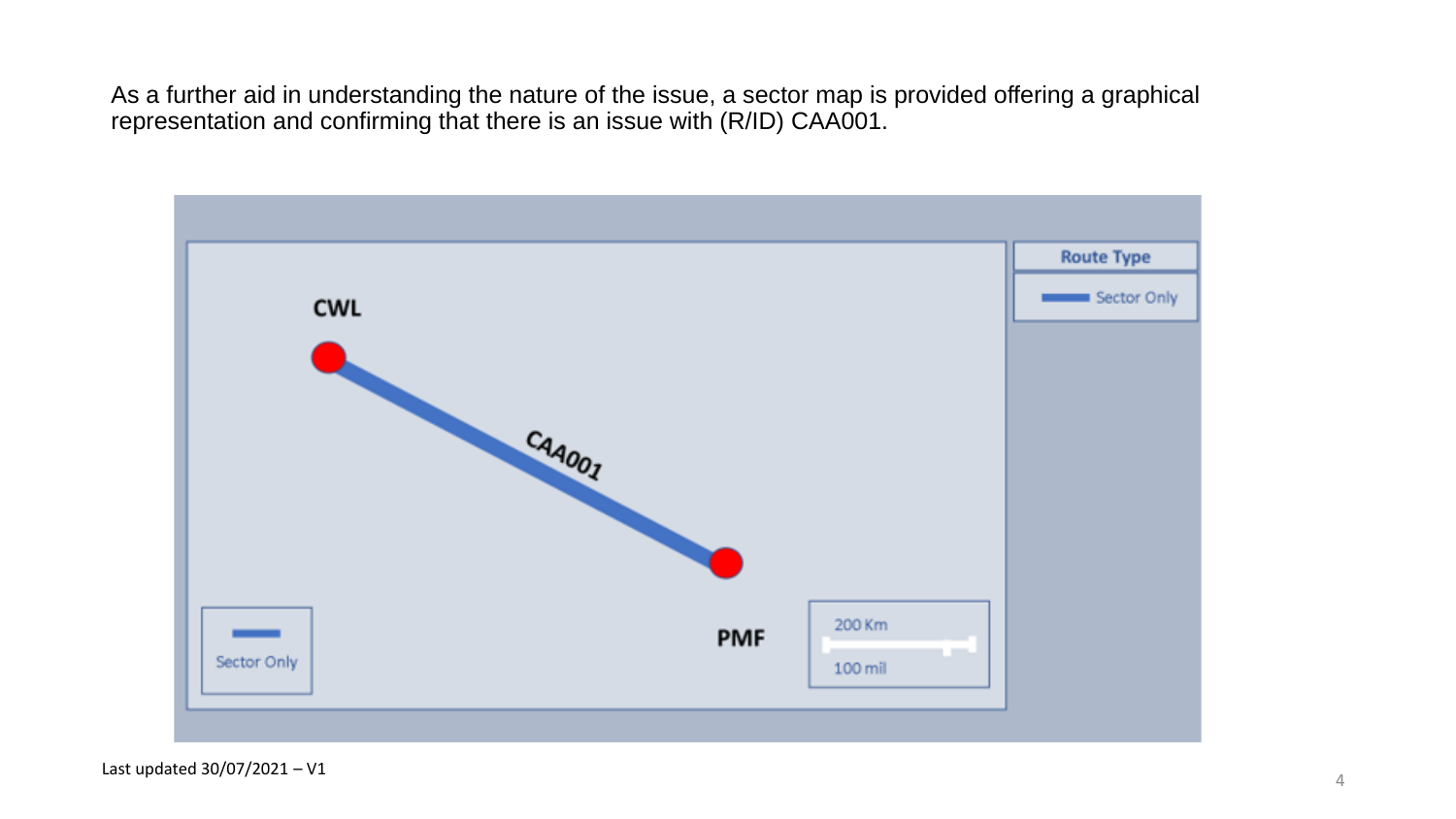As a further aid in understanding the nature of the issue, a sector map is provided offering a graphical representation and confirming that there is an issue with (R/ID) CAA001.

Route Type

Sector Only

CWL

CAA001

PMF

Sector Only

200 Km

100 mil

Last updated 30/07/2021 – V1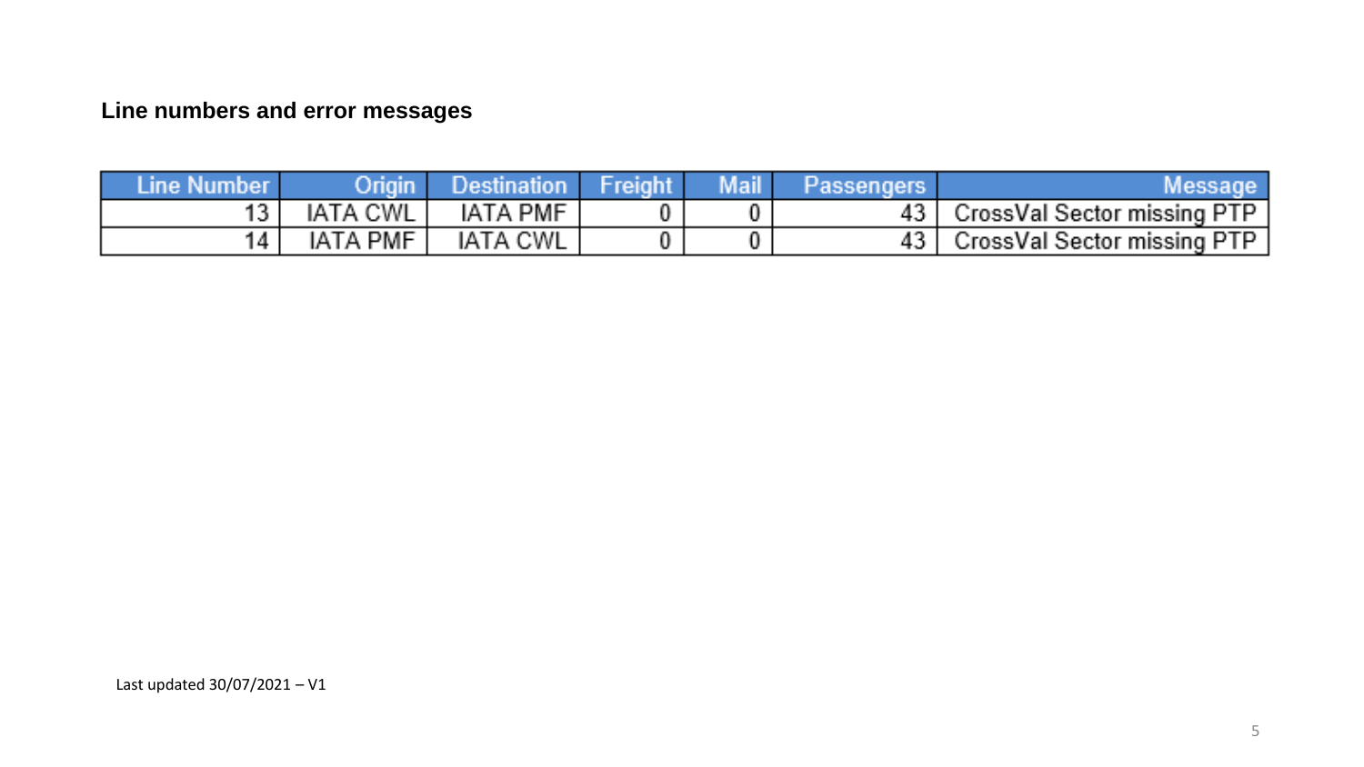## Line numbers and error messages

| Line Number | Origin | Destination | Freight | Mail | Passengers | Message |
|---|---|---|---|---|---|---|
| 13 | IATA CWL | IATA PMF | 0 | 0 | 43 | CrossVal Sector missing PTP |
| 14 | IATA PMF | IATA CWL | 0 | 0 | 43 | CrossVal Sector missing PTP |

Last updated 30/07/2021 – V1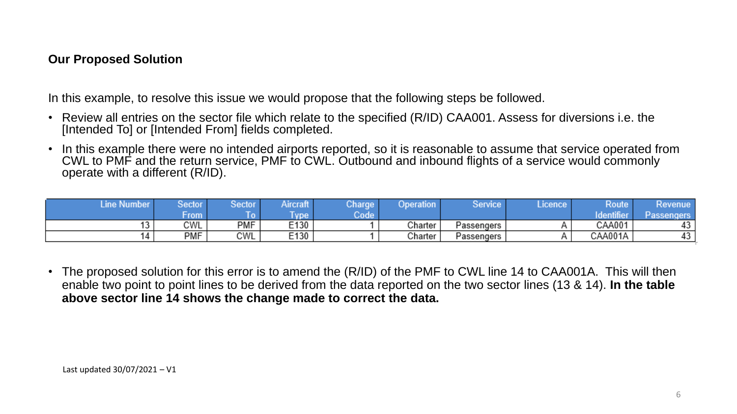## Our Proposed Solution

In this example, to resolve this issue we would propose that the following steps be followed.

- Review all entries on the sector file which relate to the specified (R/ID) CAA001. Assess for diversions i.e. the [Intended To] or [Intended From] fields completed.
- In this example there were no intended airports reported, so it is reasonable to assume that service operated from CWL to PMF and the return service, PMF to CWL. Outbound and inbound flights of a service would commonly operate with a different (R/ID).

| Line Number | Sector From | Sector To | Aircraft Type | Charge Code | Operation | Service | Licence | Route Identifier | Revenue Passengers |
|---|---|---|---|---|---|---|---|---|---|
| 13 | CWL | PMF | E130 | 1 | Charter | Passengers | A | CAA001 | 43 |
| 14 | PMF | CWL | E130 | 1 | Charter | Passengers | A | CAA001A | 43 |

- The proposed solution for this error is to amend the (R/ID) of the PMF to CWL line 14 to CAA001A. This will then enable two point to point lines to be derived from the data reported on the two sector lines (13 & 14). **In the table above sector line 14 shows the change made to correct the data.**

Last updated 30/07/2021 – V1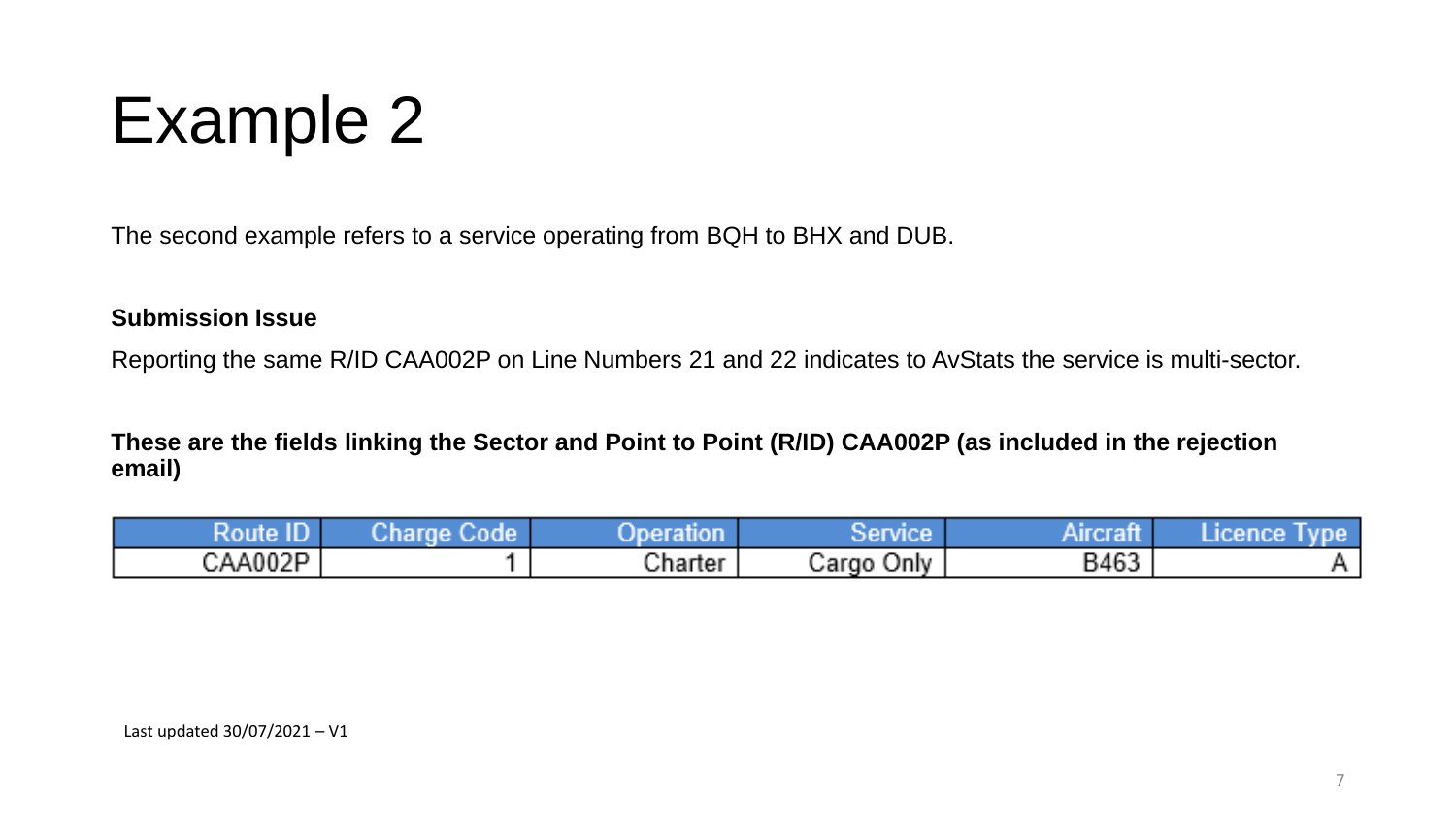# Example 2

The second example refers to a service operating from BQH to BHX and DUB.

**Submission Issue**

Reporting the same R/ID CAA002P on Line Numbers 21 and 22 indicates to AvStats the service is multi-sector.

**These are the fields linking the Sector and Point to Point (R/ID) CAA002P (as included in the rejection email)**

| Route ID | Charge Code | Operation | Service | Aircraft | Licence Type |
|---|---|---|---|---|---|
| CAA002P | 1 | Charter | Cargo Only | B463 | A |

Last updated 30/07/2021 – V1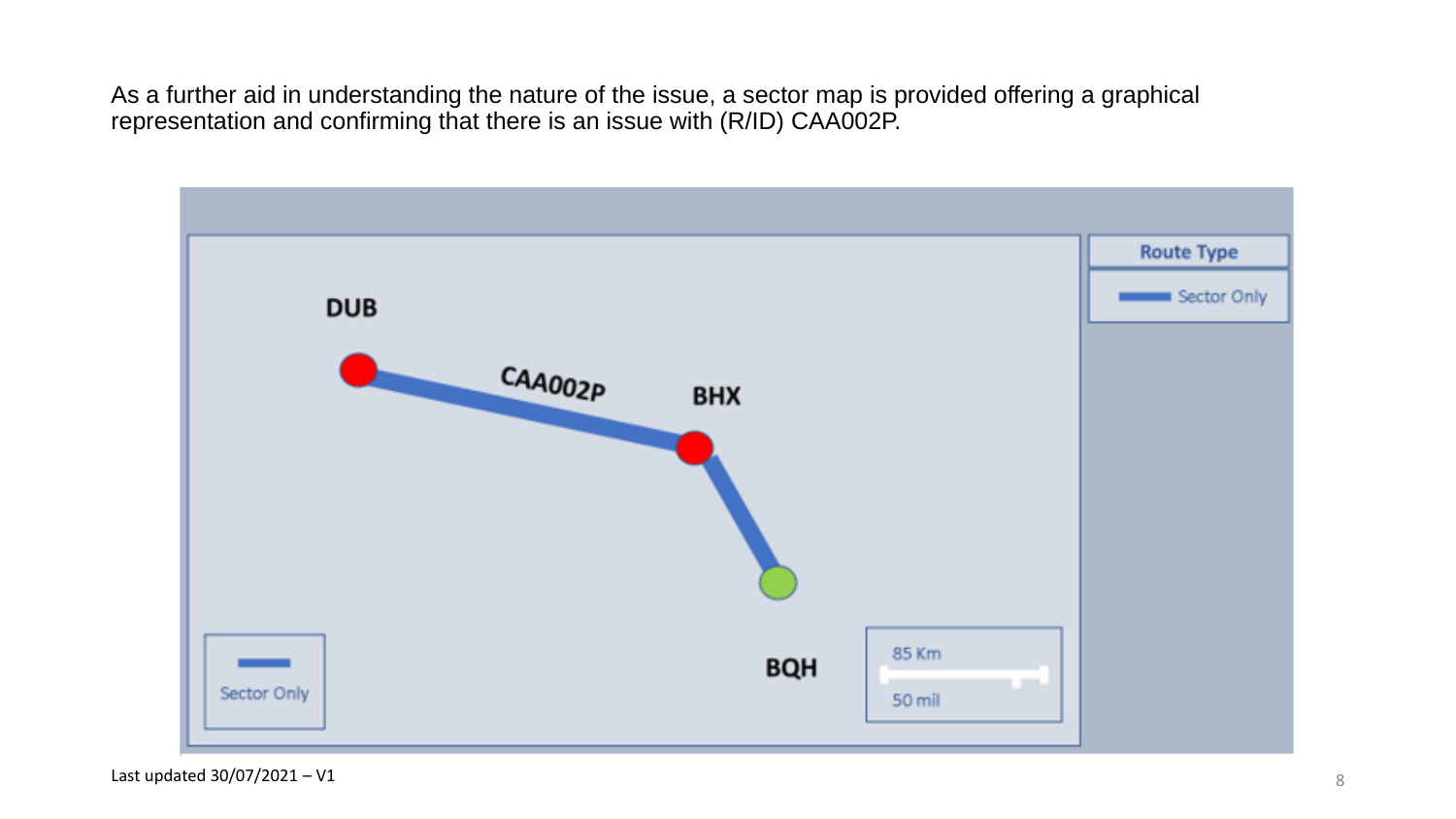As a further aid in understanding the nature of the issue, a sector map is provided offering a graphical representation and confirming that there is an issue with (R/ID) CAA002P.

Route Type

Sector Only

DUB

CAA002P

BHX

BQH

Sector Only

85 Km

50 mil

Last updated 30/07/2021 – V1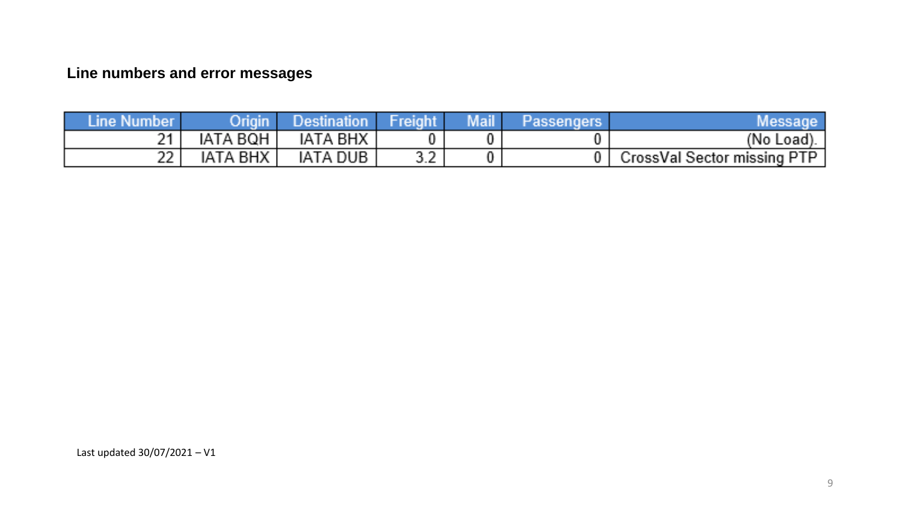## Line numbers and error messages

| Line Number | Origin | Destination | Freight | Mail | Passengers | Message |
|---|---|---|---|---|---|---|
| 21 | IATA BQH | IATA BHX | 0 | 0 | 0 | (No Load). |
| 22 | IATA BHX | IATA DUB | 3.2 | 0 | 0 | CrossVal Sector missing PTP |

Last updated 30/07/2021 – V1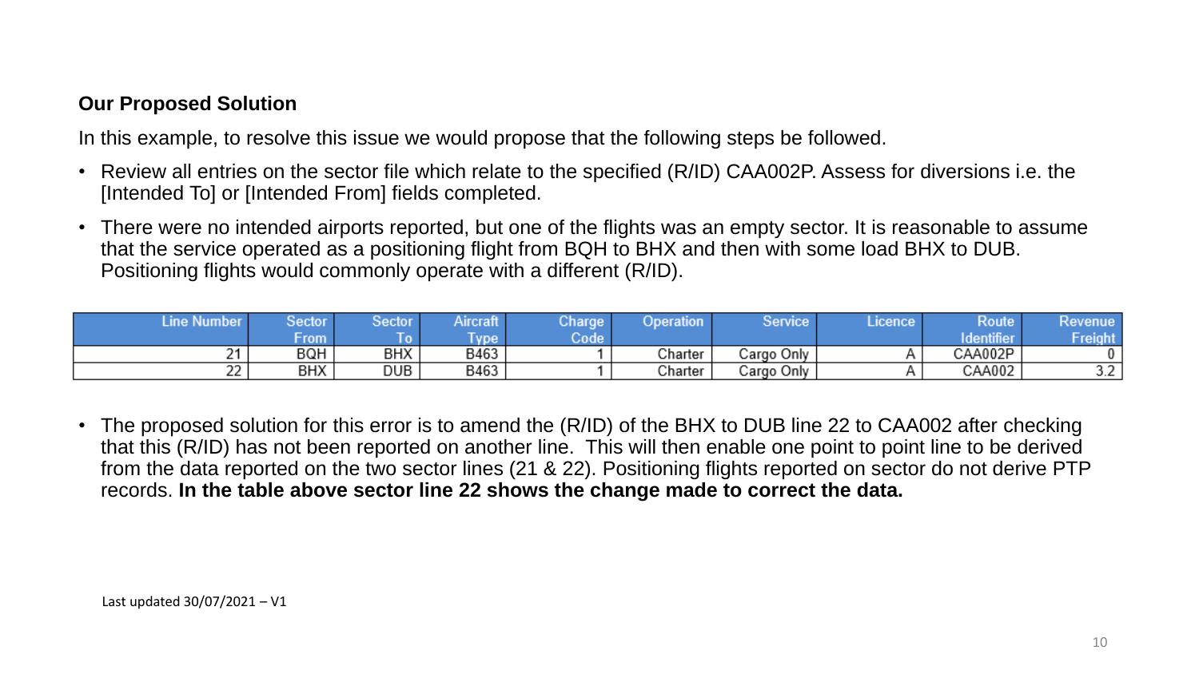**Our Proposed Solution**

In this example, to resolve this issue we would propose that the following steps be followed.

- Review all entries on the sector file which relate to the specified (R/ID) CAA002P. Assess for diversions i.e. the [Intended To] or [Intended From] fields completed.
- There were no intended airports reported, but one of the flights was an empty sector. It is reasonable to assume that the service operated as a positioning flight from BQH to BHX and then with some load BHX to DUB. Positioning flights would commonly operate with a different (R/ID).

| Line Number | Sector From | Sector To | Aircraft Type | Charge Code | Operation | Service | Licence | Route Identifier | Revenue Freight |
|---|---|---|---|---|---|---|---|---|---|
| 21 | BQH | BHX | B463 | 1 | Charter | Cargo Only | A | CAA002P | 0 |
| 22 | BHX | DUB | B463 | 1 | Charter | Cargo Only | A | CAA002 | 3.2 |

- The proposed solution for this error is to amend the (R/ID) of the BHX to DUB line 22 to CAA002 after checking that this (R/ID) has not been reported on another line. This will then enable one point to point line to be derived from the data reported on the two sector lines (21 & 22). Positioning flights reported on sector do not derive PTP records. **In the table above sector line 22 shows the change made to correct the data.**

Last updated 30/07/2021 – V1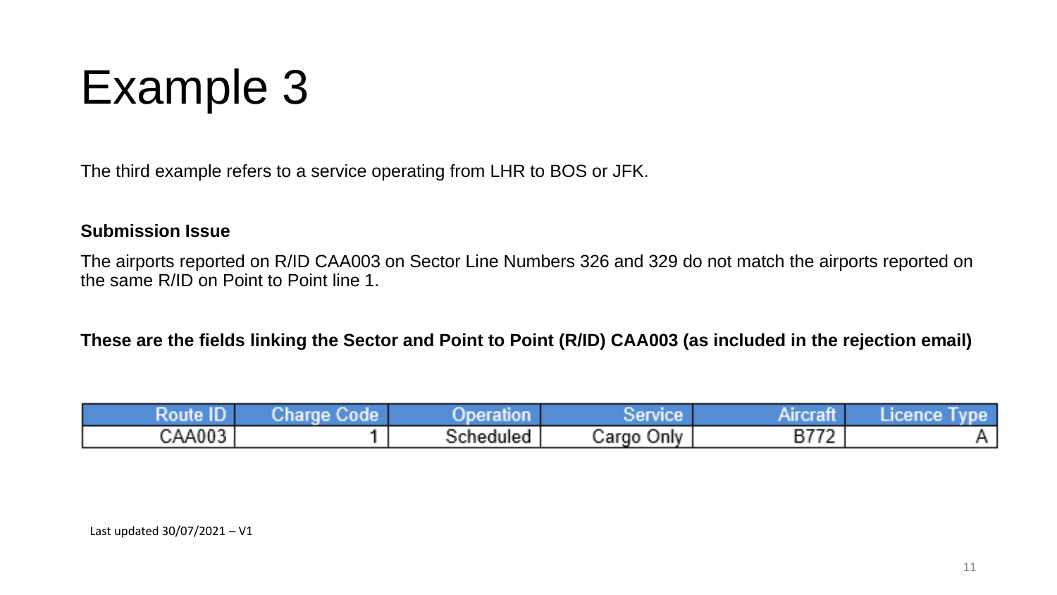# Example 3

The third example refers to a service operating from LHR to BOS or JFK.

**Submission Issue**

The airports reported on R/ID CAA003 on Sector Line Numbers 326 and 329 do not match the airports reported on the same R/ID on Point to Point line 1.

**These are the fields linking the Sector and Point to Point (R/ID) CAA003 (as included in the rejection email)**

| Route ID | Charge Code | Operation | Service | Aircraft | Licence Type |
|---|---|---|---|---|---|
| CAA003 | 1 | Scheduled | Cargo Only | B772 | A |

Last updated 30/07/2021 – V1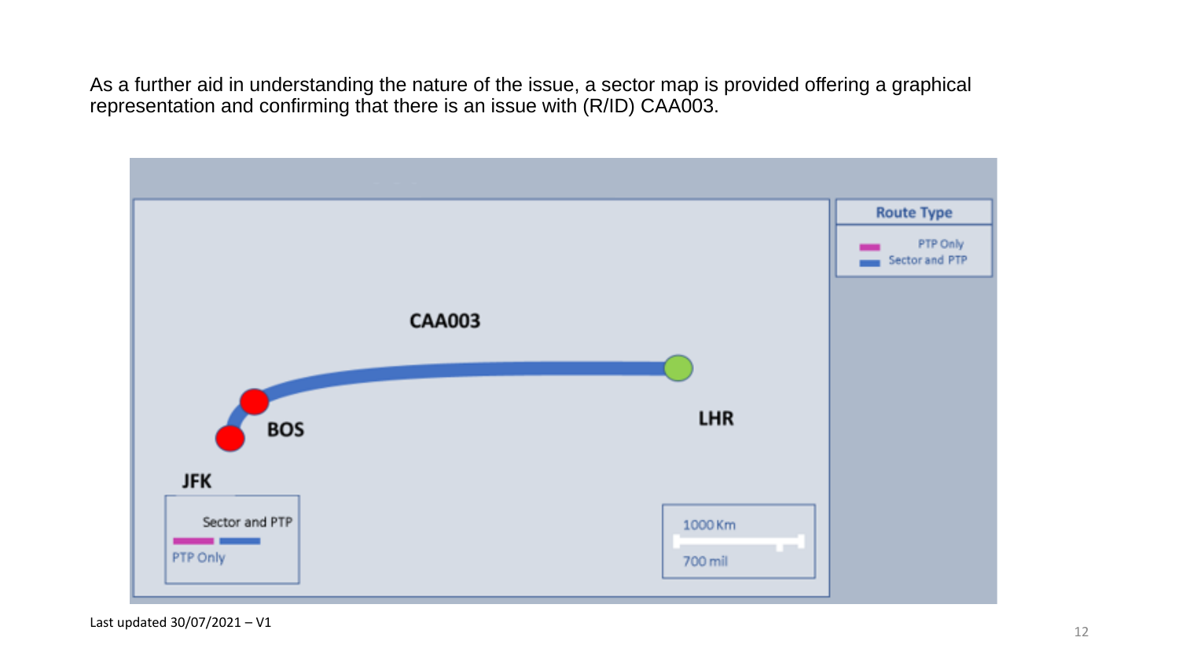As a further aid in understanding the nature of the issue, a sector map is provided offering a graphical representation and confirming that there is an issue with (R/ID) CAA003.

Route Type

PTP Only

Sector and PTP

CAA003

BOS

LHR

JFK

Sector and PTP

PTP Only

1000 Km

700 mil

Last updated 30/07/2021 – V1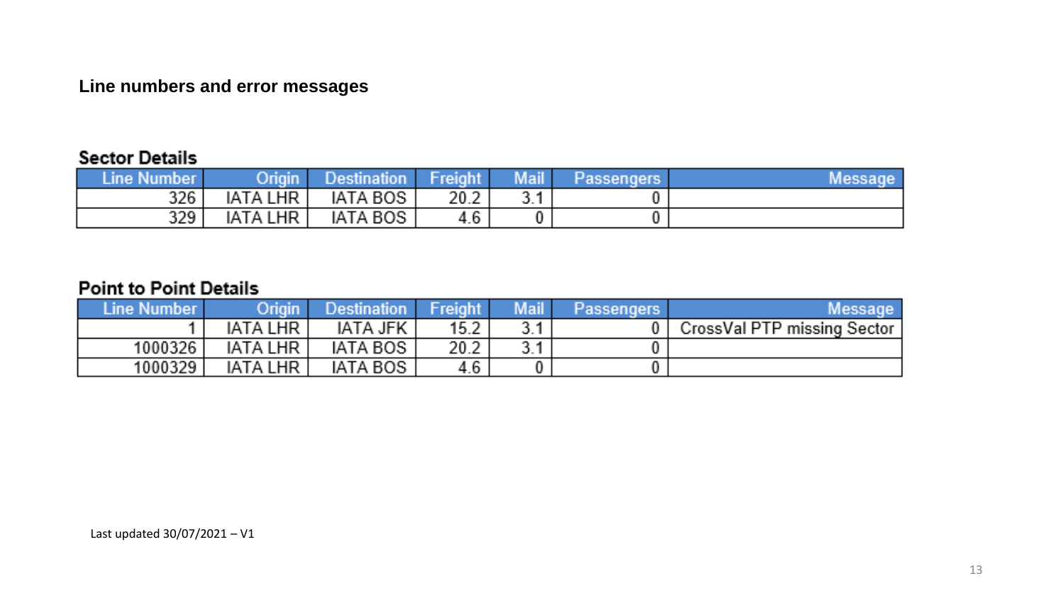## Line numbers and error messages

### Sector Details

| Line Number | Origin | Destination | Freight | Mail | Passengers | Message |
|---|---|---|---|---|---|---|
| 326 | IATA LHR | IATA BOS | 20.2 | 3.1 | 0 | |
| 329 | IATA LHR | IATA BOS | 4.6 | 0 | 0 | |

### Point to Point Details

| Line Number | Origin | Destination | Freight | Mail | Passengers | Message |
|---|---|---|---|---|---|---|
| 1 | IATA LHR | IATA JFK | 15.2 | 3.1 | 0 | CrossVal PTP missing Sector |
| 1000326 | IATA LHR | IATA BOS | 20.2 | 3.1 | 0 | |
| 1000329 | IATA LHR | IATA BOS | 4.6 | 0 | 0 | |

Last updated 30/07/2021 – V1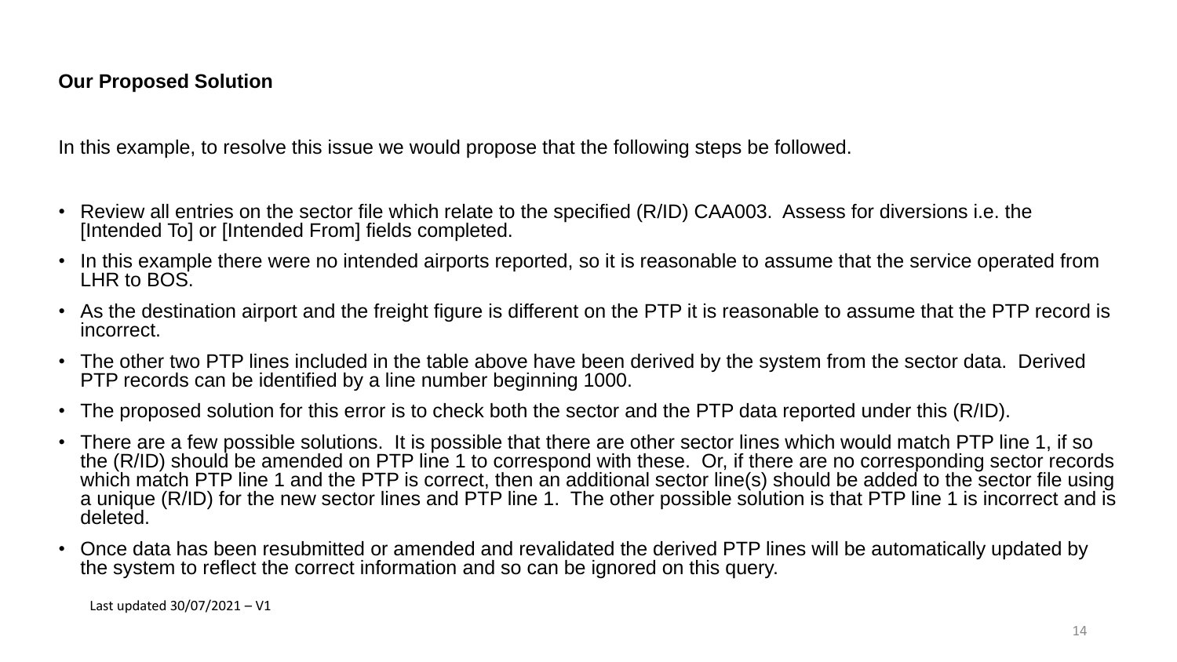**Our Proposed Solution**

In this example, to resolve this issue we would propose that the following steps be followed.

- Review all entries on the sector file which relate to the specified (R/ID) CAA003. Assess for diversions i.e. the [Intended To] or [Intended From] fields completed.
- In this example there were no intended airports reported, so it is reasonable to assume that the service operated from LHR to BOS.
- As the destination airport and the freight figure is different on the PTP it is reasonable to assume that the PTP record is incorrect.
- The other two PTP lines included in the table above have been derived by the system from the sector data. Derived PTP records can be identified by a line number beginning 1000.
- The proposed solution for this error is to check both the sector and the PTP data reported under this (R/ID).
- There are a few possible solutions. It is possible that there are other sector lines which would match PTP line 1, if so the (R/ID) should be amended on PTP line 1 to correspond with these. Or, if there are no corresponding sector records which match PTP line 1 and the PTP is correct, then an additional sector line(s) should be added to the sector file using a unique (R/ID) for the new sector lines and PTP line 1. The other possible solution is that PTP line 1 is incorrect and is deleted.
- Once data has been resubmitted or amended and revalidated the derived PTP lines will be automatically updated by the system to reflect the correct information and so can be ignored on this query.

Last updated 30/07/2021 – V1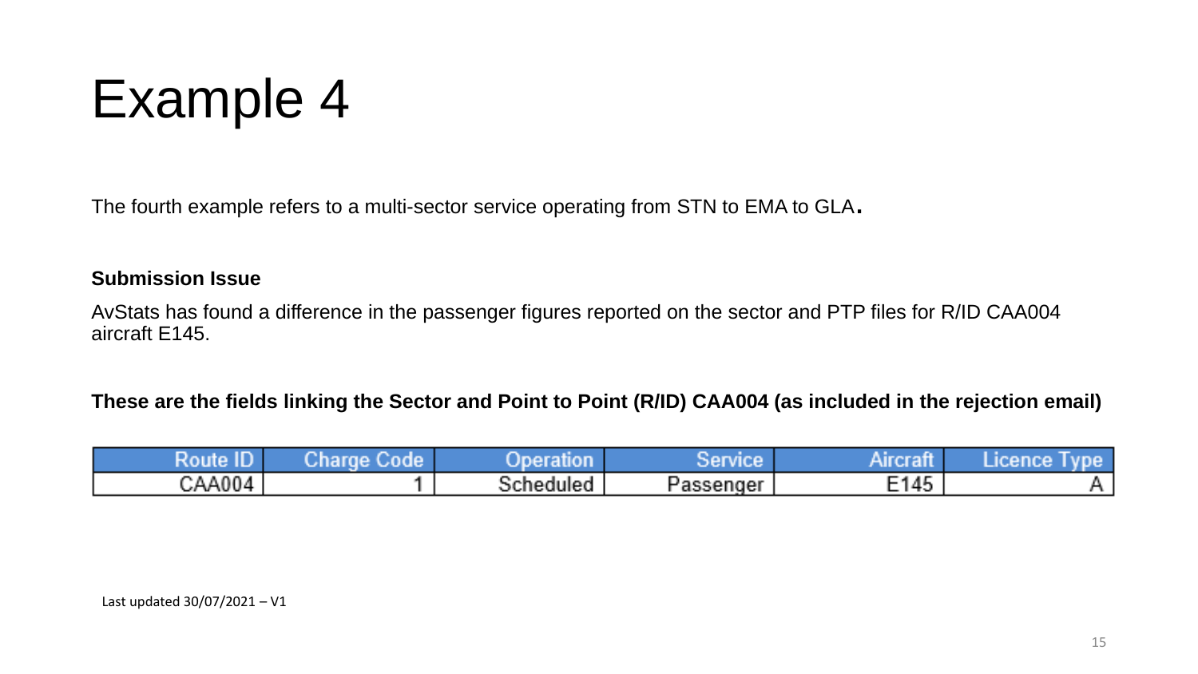# Example 4

The fourth example refers to a multi-sector service operating from STN to EMA to GLA.

**Submission Issue**

AvStats has found a difference in the passenger figures reported on the sector and PTP files for R/ID CAA004 aircraft E145.

**These are the fields linking the Sector and Point to Point (R/ID) CAA004 (as included in the rejection email)**

| Route ID | Charge Code | Operation | Service | Aircraft | Licence Type |
|---|---|---|---|---|---|
| CAA004 | 1 | Scheduled | Passenger | E145 | A |

Last updated 30/07/2021 – V1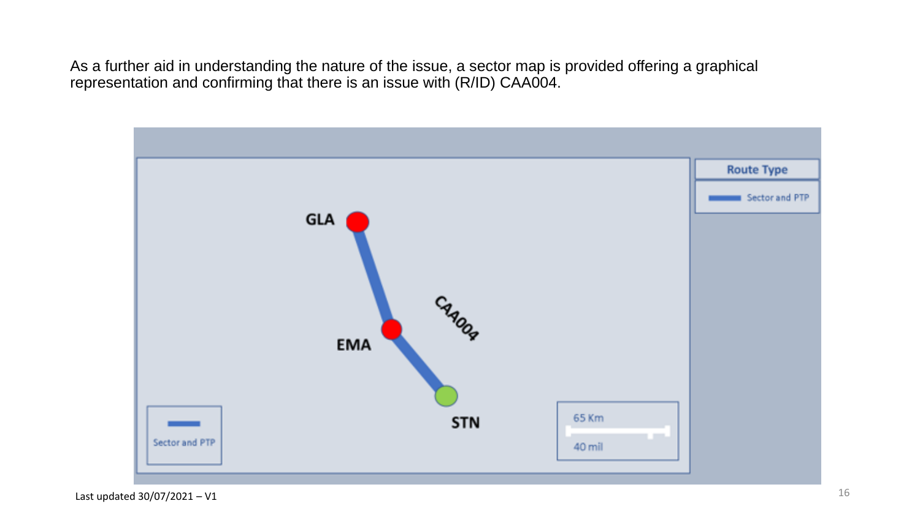As a further aid in understanding the nature of the issue, a sector map is provided offering a graphical representation and confirming that there is an issue with (R/ID) CAA004.

Route Type

Sector and PTP

GLA

CAA004

EMA

STN

Sector and PTP

65 Km

40 mil

Last updated 30/07/2021 – V1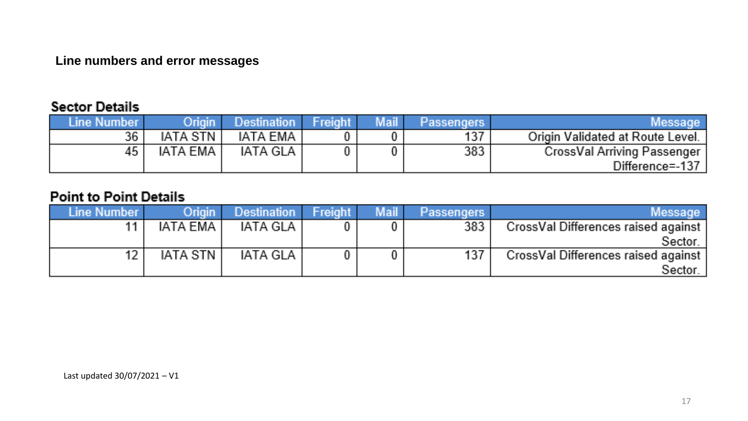## Line numbers and error messages

### Sector Details

| Line Number | Origin | Destination | Freight | Mail | Passengers | Message |
|---|---|---|---|---|---|---|
| 36 | IATA STN | IATA EMA | 0 | 0 | 137 | Origin Validated at Route Level. |
| 45 | IATA EMA | IATA GLA | 0 | 0 | 383 | CrossVal Arriving Passenger Difference=-137 |

### Point to Point Details

| Line Number | Origin | Destination | Freight | Mail | Passengers | Message |
|---|---|---|---|---|---|---|
| 11 | IATA EMA | IATA GLA | 0 | 0 | 383 | CrossVal Differences raised against Sector. |
| 12 | IATA STN | IATA GLA | 0 | 0 | 137 | CrossVal Differences raised against Sector. |

Last updated 30/07/2021 – V1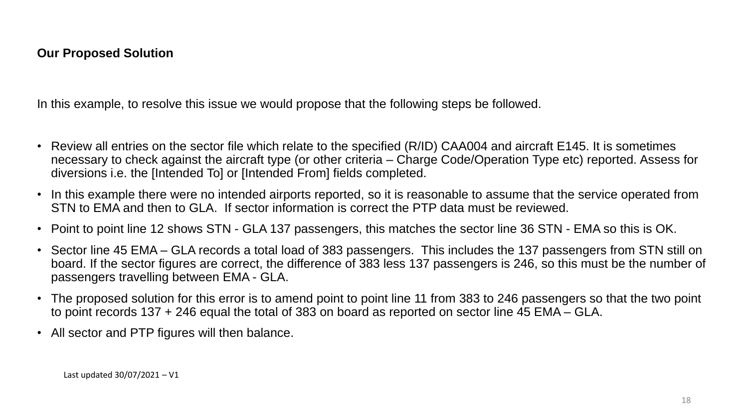**Our Proposed Solution**

In this example, to resolve this issue we would propose that the following steps be followed.

- Review all entries on the sector file which relate to the specified (R/ID) CAA004 and aircraft E145. It is sometimes necessary to check against the aircraft type (or other criteria – Charge Code/Operation Type etc) reported. Assess for diversions i.e. the [Intended To] or [Intended From] fields completed.
- In this example there were no intended airports reported, so it is reasonable to assume that the service operated from STN to EMA and then to GLA. If sector information is correct the PTP data must be reviewed.
- Point to point line 12 shows STN - GLA 137 passengers, this matches the sector line 36 STN - EMA so this is OK.
- Sector line 45 EMA – GLA records a total load of 383 passengers. This includes the 137 passengers from STN still on board. If the sector figures are correct, the difference of 383 less 137 passengers is 246, so this must be the number of passengers travelling between EMA - GLA.
- The proposed solution for this error is to amend point to point line 11 from 383 to 246 passengers so that the two point to point records 137 + 246 equal the total of 383 on board as reported on sector line 45 EMA – GLA.
- All sector and PTP figures will then balance.

Last updated 30/07/2021 – V1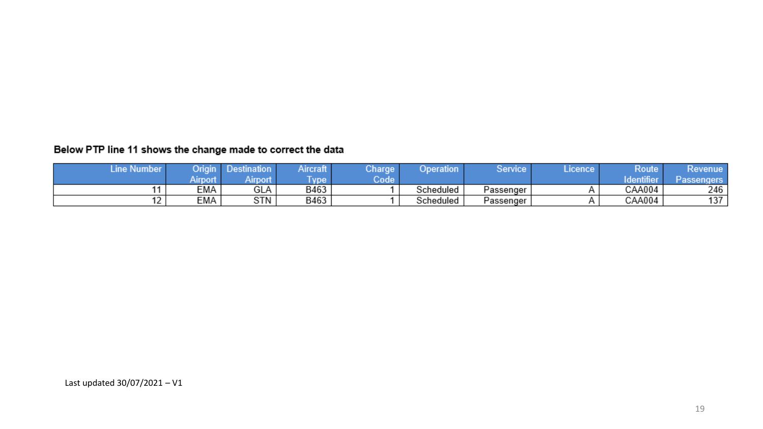**Below PTP line 11 shows the change made to correct the data**

| Line Number | Origin Airport | Destination Airport | Aircraft Type | Charge Code | Operation | Service | Licence | Route Identifier | Revenue Passengers |
|---|---|---|---|---|---|---|---|---|---|
| 11 | EMA | GLA | B463 | 1 | Scheduled | Passenger | A | CAA004 | 246 |
| 12 | EMA | STN | B463 | 1 | Scheduled | Passenger | A | CAA004 | 137 |

Last updated 30/07/2021 – V1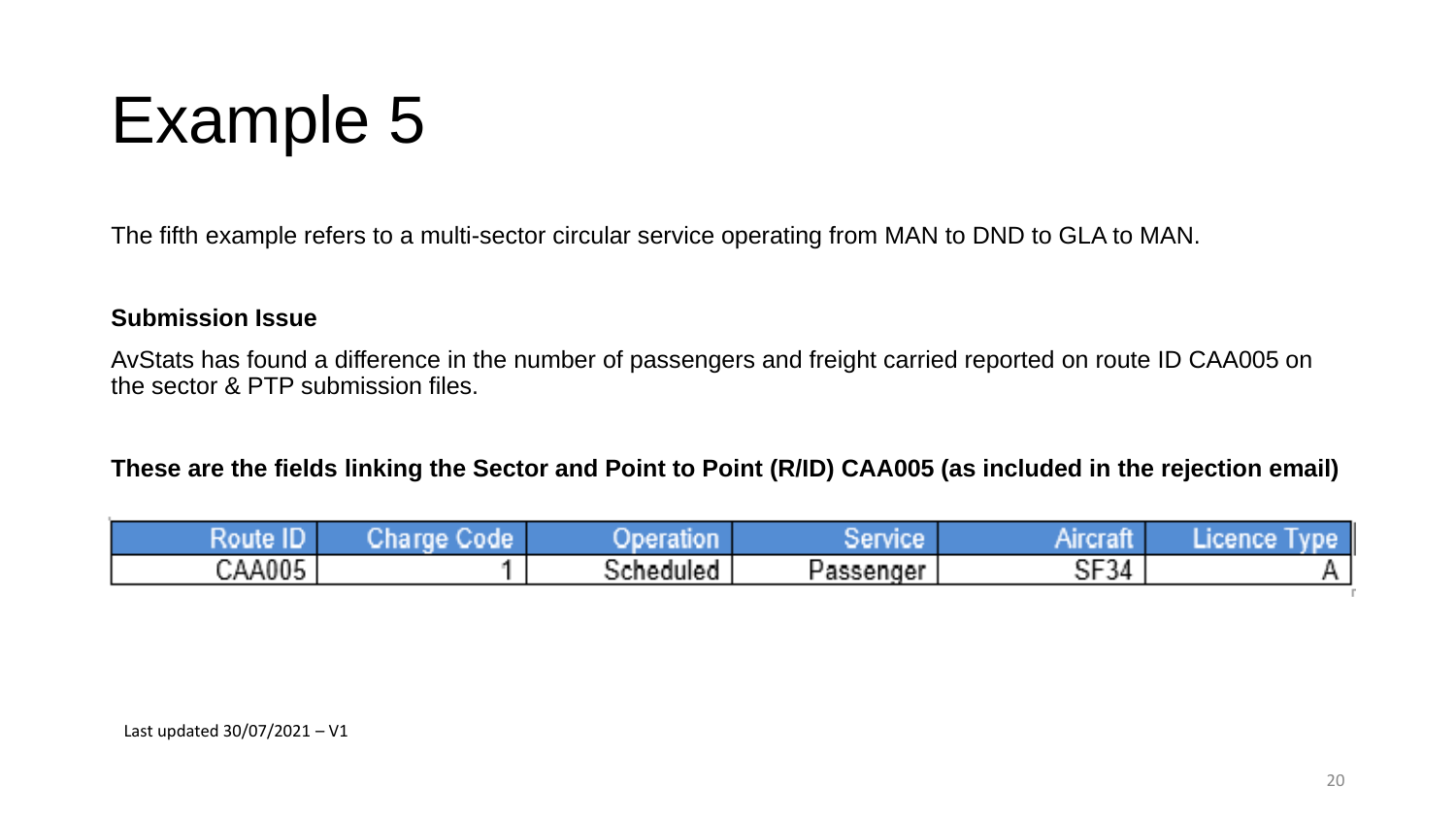# Example 5

The fifth example refers to a multi-sector circular service operating from MAN to DND to GLA to MAN.

**Submission Issue**

AvStats has found a difference in the number of passengers and freight carried reported on route ID CAA005 on the sector & PTP submission files.

**These are the fields linking the Sector and Point to Point (R/ID) CAA005 (as included in the rejection email)**

| Route ID | Charge Code | Operation | Service | Aircraft | Licence Type |
|---|---|---|---|---|---|
| CAA005 | 1 | Scheduled | Passenger | SF34 | A |

Last updated 30/07/2021 – V1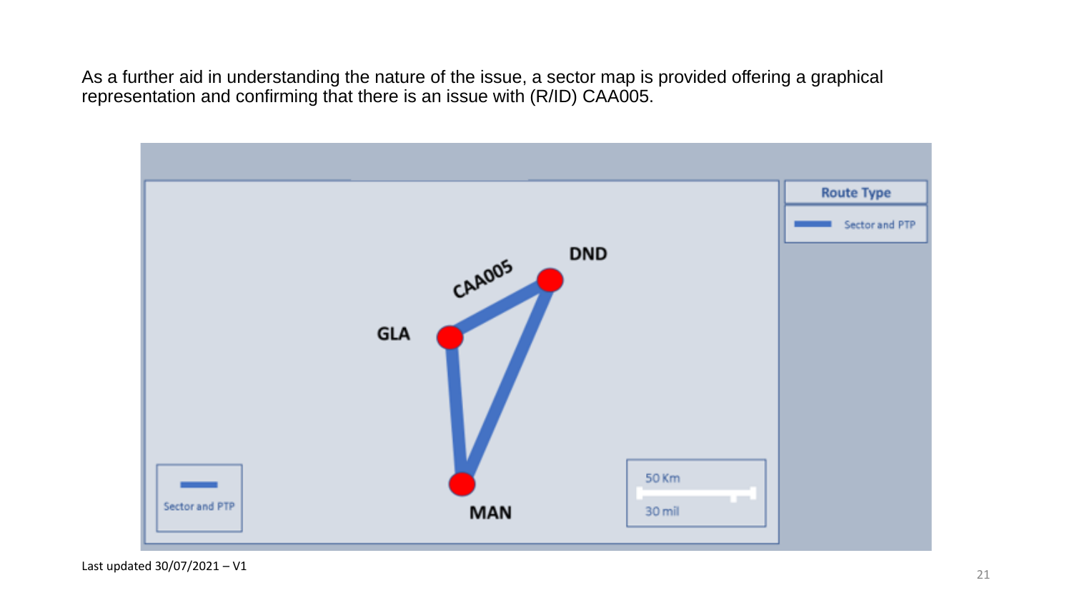As a further aid in understanding the nature of the issue, a sector map is provided offering a graphical representation and confirming that there is an issue with (R/ID) CAA005.

Route Type

Sector and PTP

DND

CAA005

GLA

MAN

Sector and PTP

50 Km

30 mil

Last updated 30/07/2021 – V1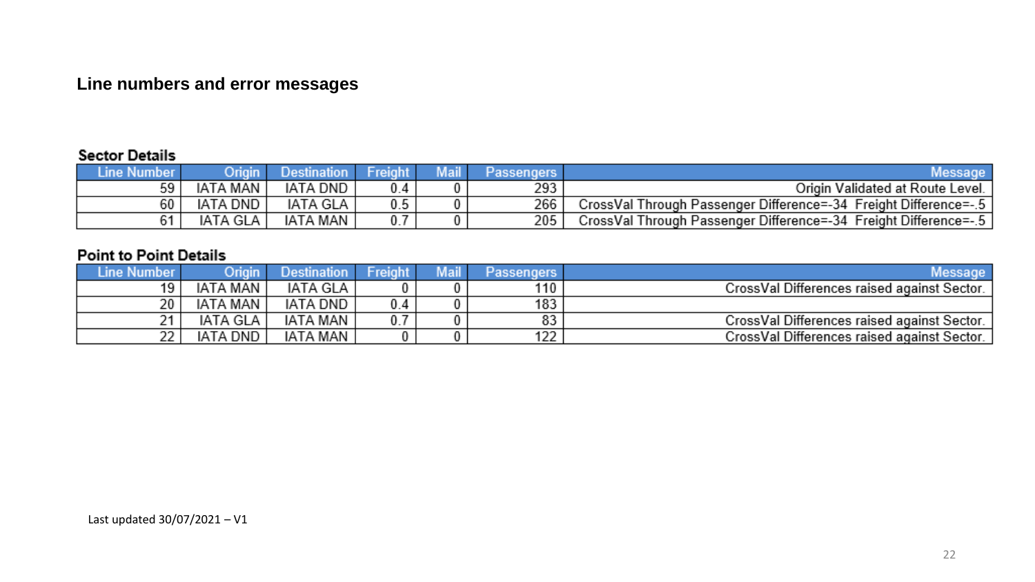## Line numbers and error messages

### Sector Details

| Line Number | Origin | Destination | Freight | Mail | Passengers | Message |
|---|---|---|---|---|---|---|
| 59 | IATA MAN | IATA DND | 0.4 | 0 | 293 | Origin Validated at Route Level. |
| 60 | IATA DND | IATA GLA | 0.5 | 0 | 266 | CrossVal Through Passenger Difference=-34 Freight Difference=-.5 |
| 61 | IATA GLA | IATA MAN | 0.7 | 0 | 205 | CrossVal Through Passenger Difference=-34 Freight Difference=-.5 |

### Point to Point Details

| Line Number | Origin | Destination | Freight | Mail | Passengers | Message |
|---|---|---|---|---|---|---|
| 19 | IATA MAN | IATA GLA | 0 | 0 | 110 | CrossVal Differences raised against Sector. |
| 20 | IATA MAN | IATA DND | 0.4 | 0 | 183 | |
| 21 | IATA GLA | IATA MAN | 0.7 | 0 | 83 | CrossVal Differences raised against Sector. |
| 22 | IATA DND | IATA MAN | 0 | 0 | 122 | CrossVal Differences raised against Sector. |

Last updated 30/07/2021 – V1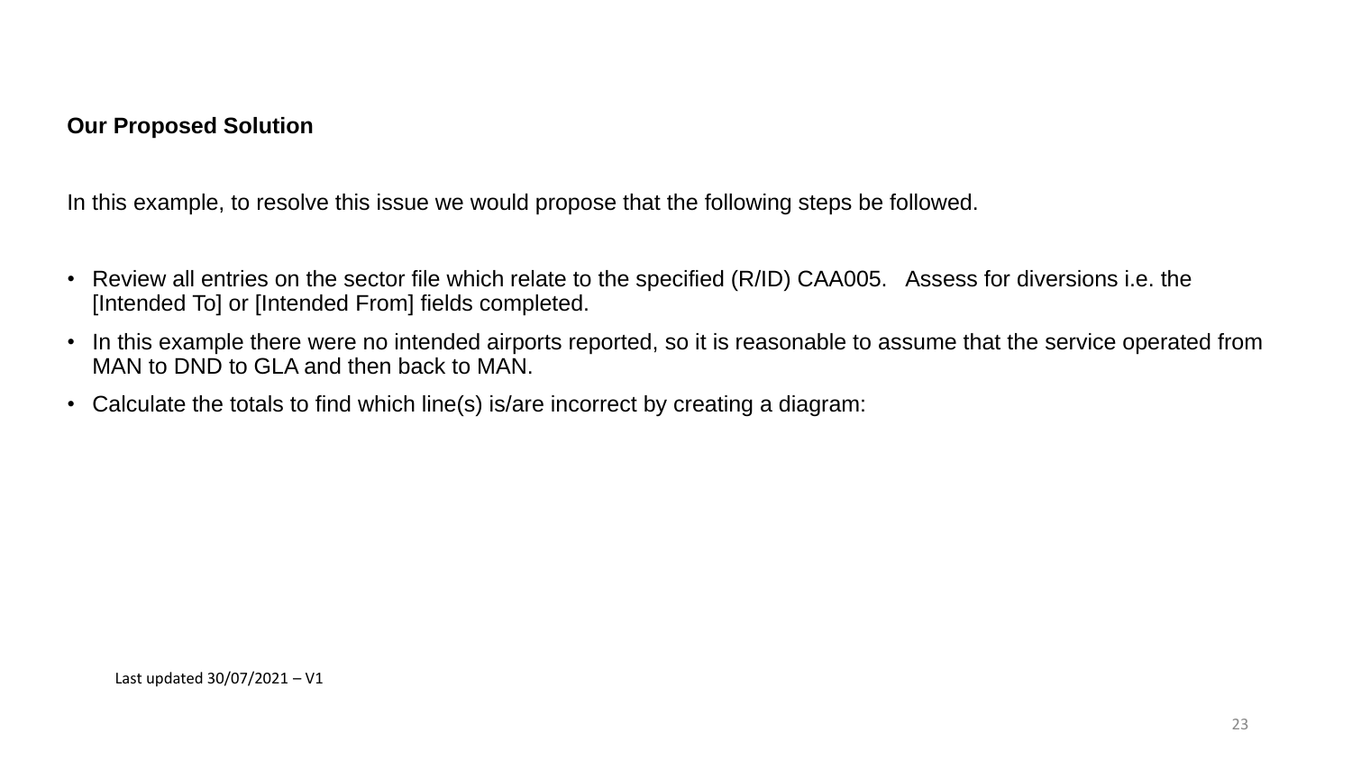**Our Proposed Solution**

In this example, to resolve this issue we would propose that the following steps be followed.

- Review all entries on the sector file which relate to the specified (R/ID) CAA005. Assess for diversions i.e. the [Intended To] or [Intended From] fields completed.
- In this example there were no intended airports reported, so it is reasonable to assume that the service operated from MAN to DND to GLA and then back to MAN.
- Calculate the totals to find which line(s) is/are incorrect by creating a diagram:

Last updated 30/07/2021 – V1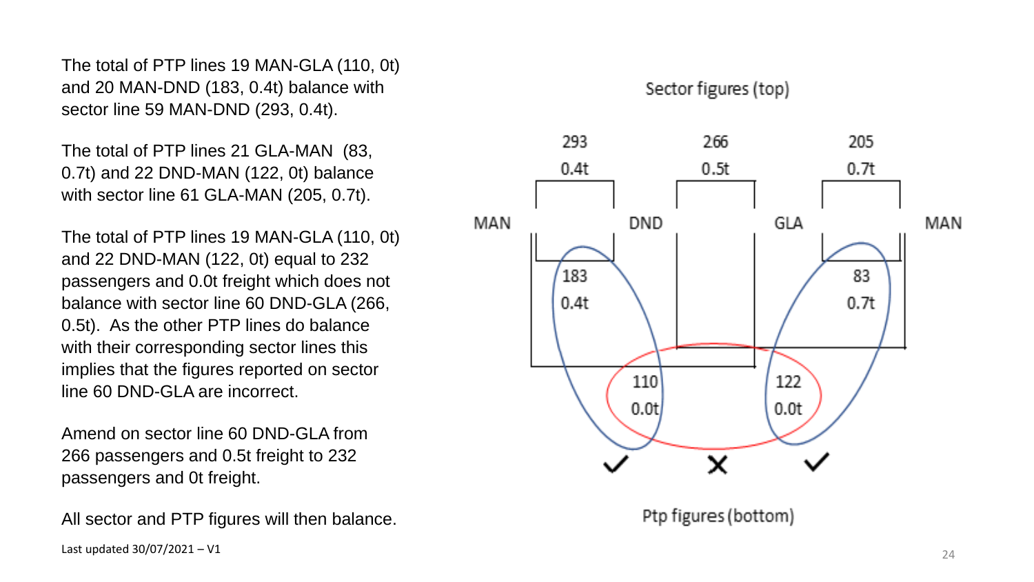The total of PTP lines 19 MAN-GLA (110, 0t) and 20 MAN-DND (183, 0.4t) balance with sector line 59 MAN-DND (293, 0.4t).

The total of PTP lines 21 GLA-MAN (83, 0.7t) and 22 DND-MAN (122, 0t) balance with sector line 61 GLA-MAN (205, 0.7t).

The total of PTP lines 19 MAN-GLA (110, 0t) and 22 DND-MAN (122, 0t) equal to 232 passengers and 0.0t freight which does not balance with sector line 60 DND-GLA (266, 0.5t). As the other PTP lines do balance with their corresponding sector lines this implies that the figures reported on sector line 60 DND-GLA are incorrect.

Amend on sector line 60 DND-GLA from 266 passengers and 0.5t freight to 232 passengers and 0t freight.

All sector and PTP figures will then balance.

Sector figures (top)

| | MAN–DND | DND–GLA | GLA–MAN |
|---|---|---|---|
| Sector figures | 293, 0.4t | 266, 0.5t | 205, 0.7t |

Ptp figures (bottom)

| PTP | Passengers | Freight |
|---|---|---|
| MAN–DND | 183 | 0.4t |
| MAN–GLA | 110 | 0.0t |
| DND–MAN | 122 | 0.0t |
| GLA–MAN | 83 | 0.7t |

Last updated 30/07/2021 – V1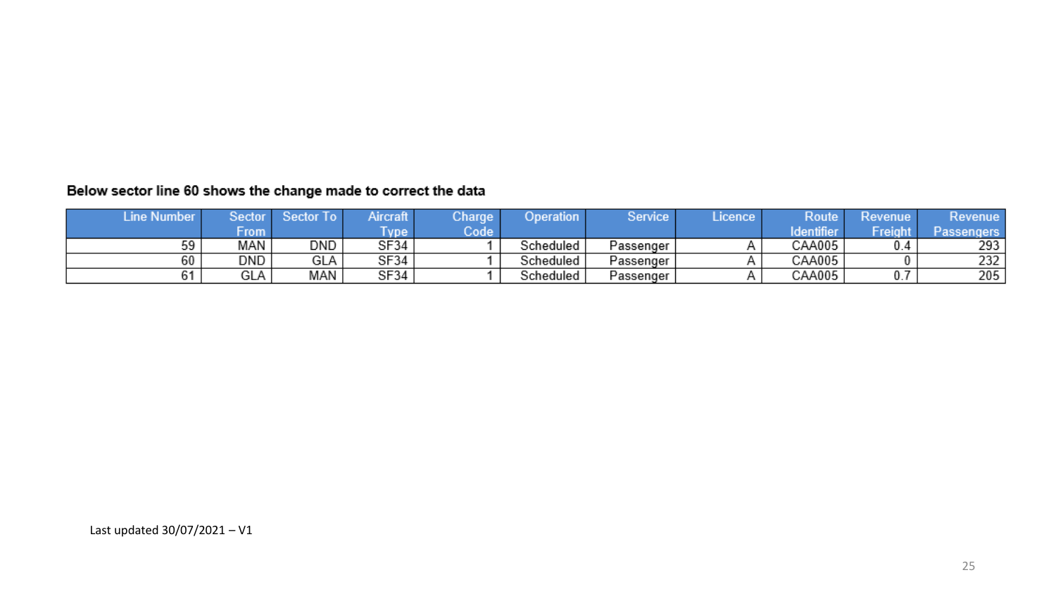**Below sector line 60 shows the change made to correct the data**

| Line Number | Sector From | Sector To | Aircraft Type | Charge Code | Operation | Service | Licence | Route Identifier | Revenue Freight | Revenue Passengers |
|---|---|---|---|---|---|---|---|---|---|---|
| 59 | MAN | DND | SF34 | 1 | Scheduled | Passenger | A | CAA005 | 0.4 | 293 |
| 60 | DND | GLA | SF34 | 1 | Scheduled | Passenger | A | CAA005 | 0 | 232 |
| 61 | GLA | MAN | SF34 | 1 | Scheduled | Passenger | A | CAA005 | 0.7 | 205 |

Last updated 30/07/2021 – V1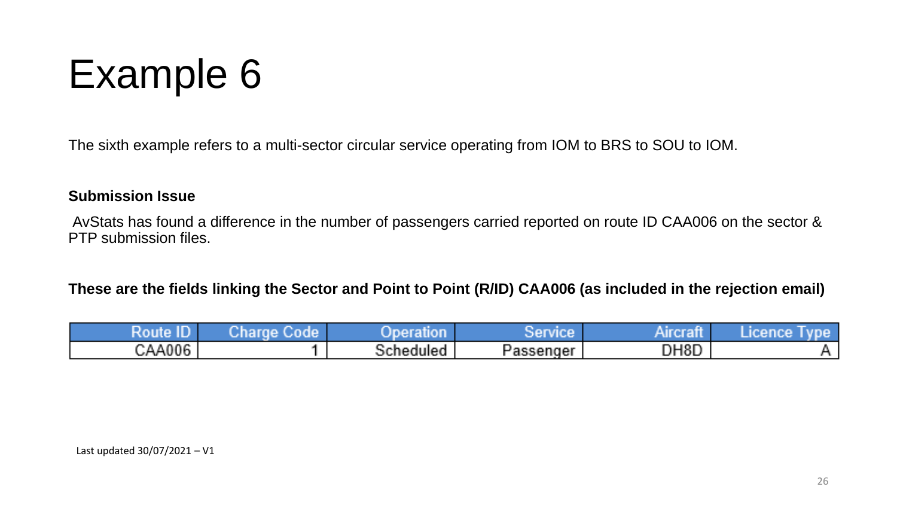# Example 6

The sixth example refers to a multi-sector circular service operating from IOM to BRS to SOU to IOM.

**Submission Issue**

AvStats has found a difference in the number of passengers carried reported on route ID CAA006 on the sector & PTP submission files.

**These are the fields linking the Sector and Point to Point (R/ID) CAA006 (as included in the rejection email)**

| Route ID | Charge Code | Operation | Service | Aircraft | Licence Type |
|---|---|---|---|---|---|
| CAA006 | 1 | Scheduled | Passenger | DH8D | A |

Last updated 30/07/2021 – V1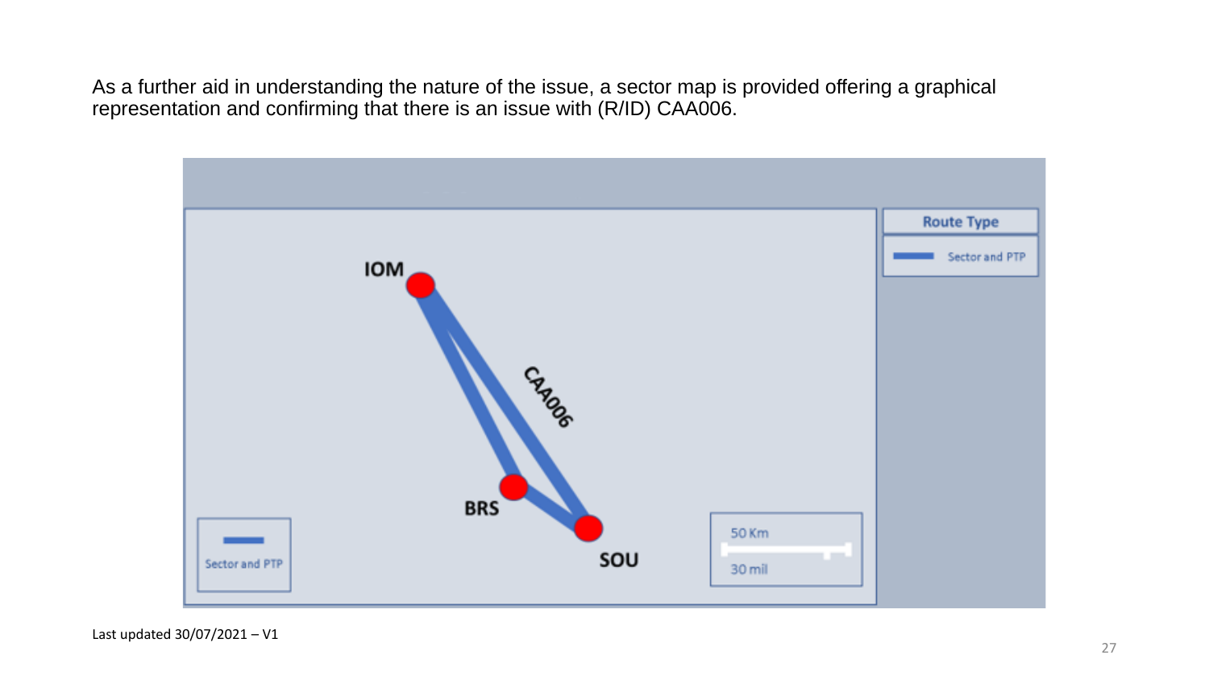As a further aid in understanding the nature of the issue, a sector map is provided offering a graphical representation and confirming that there is an issue with (R/ID) CAA006.

Last updated 30/07/2021 – V1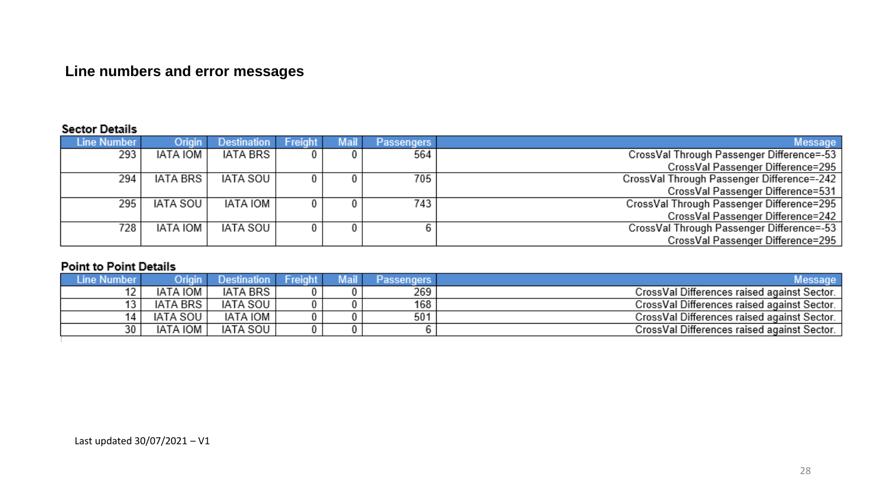## Line numbers and error messages

### Sector Details

| Line Number | Origin | Destination | Freight | Mail | Passengers | Message |
|---|---|---|---|---|---|---|
| 293 | IATA IOM | IATA BRS | 0 | 0 | 564 | CrossVal Through Passenger Difference=-53<br>CrossVal Passenger Difference=295 |
| 294 | IATA BRS | IATA SOU | 0 | 0 | 705 | CrossVal Through Passenger Difference=-242<br>CrossVal Passenger Difference=531 |
| 295 | IATA SOU | IATA IOM | 0 | 0 | 743 | CrossVal Through Passenger Difference=295<br>CrossVal Passenger Difference=242 |
| 728 | IATA IOM | IATA SOU | 0 | 0 | 6 | CrossVal Through Passenger Difference=-53<br>CrossVal Passenger Difference=295 |

### Point to Point Details

| Line Number | Origin | Destination | Freight | Mail | Passengers | Message |
|---|---|---|---|---|---|---|
| 12 | IATA IOM | IATA BRS | 0 | 0 | 269 | CrossVal Differences raised against Sector. |
| 13 | IATA BRS | IATA SOU | 0 | 0 | 168 | CrossVal Differences raised against Sector. |
| 14 | IATA SOU | IATA IOM | 0 | 0 | 501 | CrossVal Differences raised against Sector. |
| 30 | IATA IOM | IATA SOU | 0 | 0 | 6 | CrossVal Differences raised against Sector. |

Last updated 30/07/2021 – V1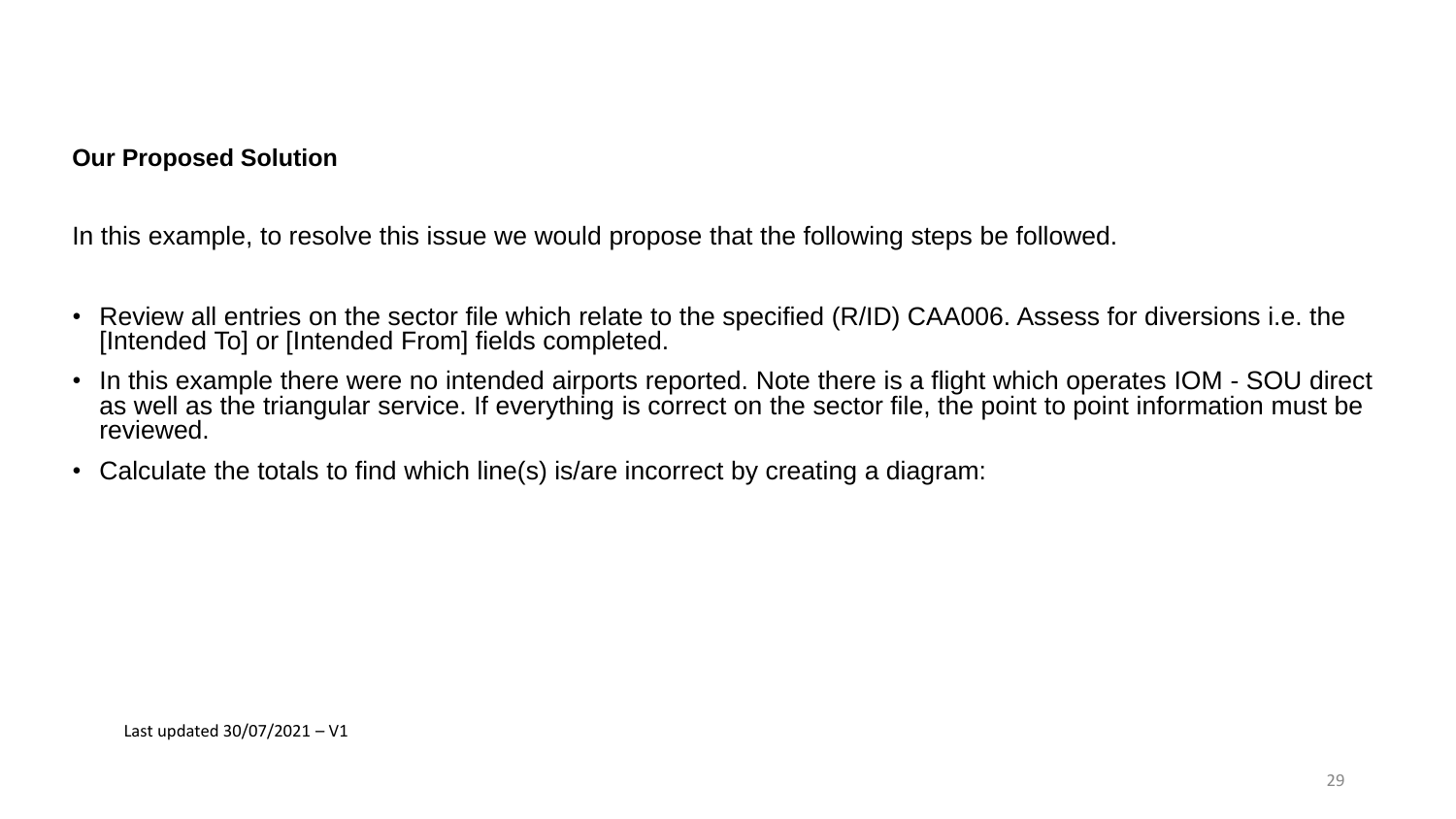**Our Proposed Solution**

In this example, to resolve this issue we would propose that the following steps be followed.

- Review all entries on the sector file which relate to the specified (R/ID) CAA006. Assess for diversions i.e. the [Intended To] or [Intended From] fields completed.
- In this example there were no intended airports reported. Note there is a flight which operates IOM - SOU direct as well as the triangular service. If everything is correct on the sector file, the point to point information must be reviewed.
- Calculate the totals to find which line(s) is/are incorrect by creating a diagram:

Last updated 30/07/2021 – V1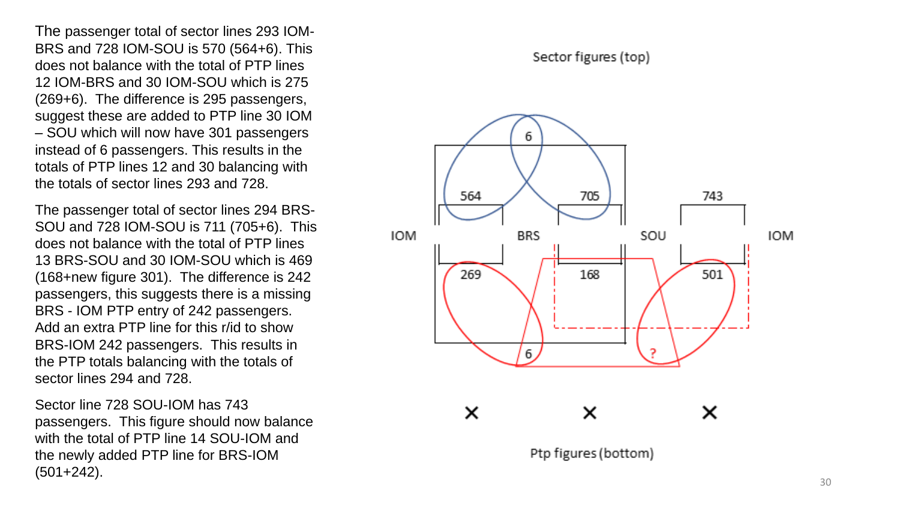The passenger total of sector lines 293 IOM-BRS and 728 IOM-SOU is 570 (564+6). This does not balance with the total of PTP lines 12 IOM-BRS and 30 IOM-SOU which is 275 (269+6). The difference is 295 passengers, suggest these are added to PTP line 30 IOM – SOU which will now have 301 passengers instead of 6 passengers. This results in the totals of PTP lines 12 and 30 balancing with the totals of sector lines 293 and 728.

The passenger total of sector lines 294 BRS-SOU and 728 IOM-SOU is 711 (705+6). This does not balance with the total of PTP lines 13 BRS-SOU and 30 IOM-SOU which is 469 (168+new figure 301). The difference is 242 passengers, this suggests there is a missing BRS - IOM PTP entry of 242 passengers. Add an extra PTP line for this r/id to show BRS-IOM 242 passengers. This results in the PTP totals balancing with the totals of sector lines 294 and 728.

Sector line 728 SOU-IOM has 743 passengers. This figure should now balance with the total of PTP line 14 SOU-IOM and the newly added PTP line for BRS-IOM (501+242).

Sector figures (top)

IOM BRS SOU IOM

Ptp figures (bottom)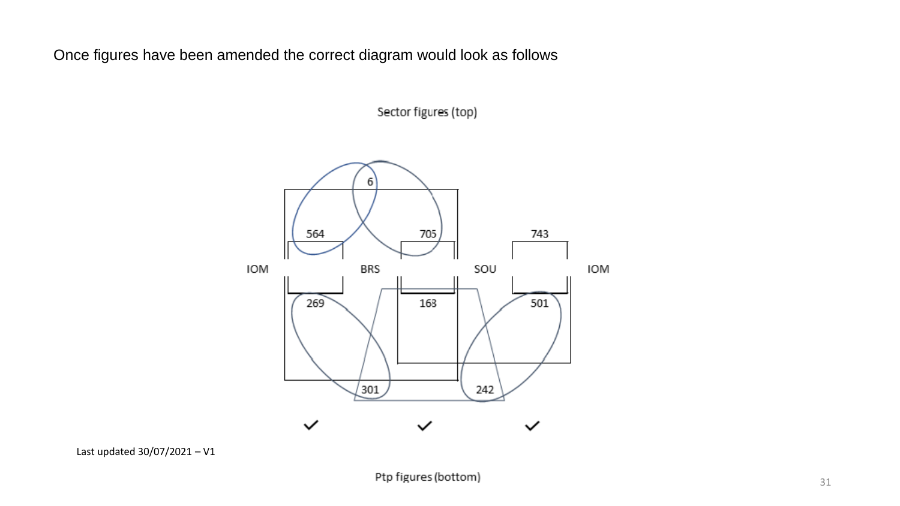Once figures have been amended the correct diagram would look as follows

Sector figures (top)

6

564 705 743

IOM BRS SOU IOM

269 163 501

301 242

✓ ✓ ✓

Last updated 30/07/2021 – V1

Ptp figures (bottom)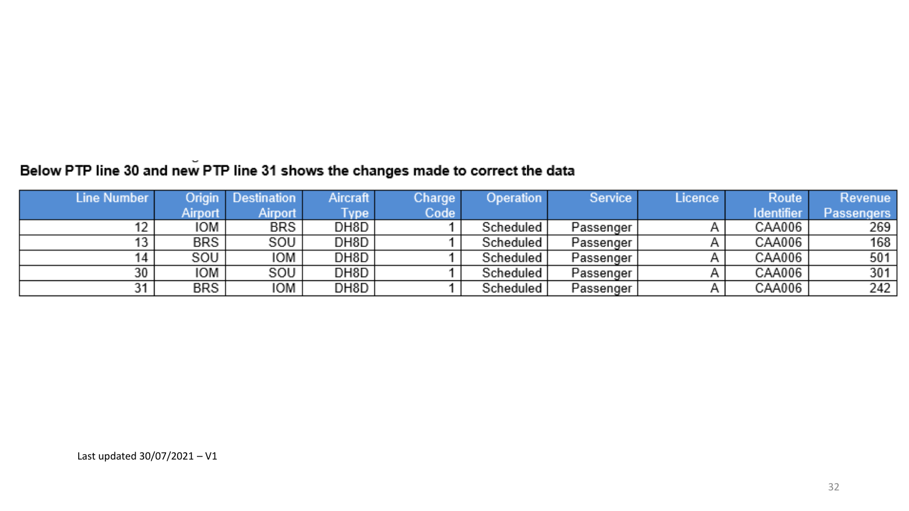**Below PTP line 30 and new PTP line 31 shows the changes made to correct the data**

| Line Number | Origin Airport | Destination Airport | Aircraft Type | Charge Code | Operation | Service | Licence | Route Identifier | Revenue Passengers |
|---|---|---|---|---|---|---|---|---|---|
| 12 | IOM | BRS | DH8D | 1 | Scheduled | Passenger | A | CAA006 | 269 |
| 13 | BRS | SOU | DH8D | 1 | Scheduled | Passenger | A | CAA006 | 168 |
| 14 | SOU | IOM | DH8D | 1 | Scheduled | Passenger | A | CAA006 | 501 |
| 30 | IOM | SOU | DH8D | 1 | Scheduled | Passenger | A | CAA006 | 301 |
| 31 | BRS | IOM | DH8D | 1 | Scheduled | Passenger | A | CAA006 | 242 |

Last updated 30/07/2021 – V1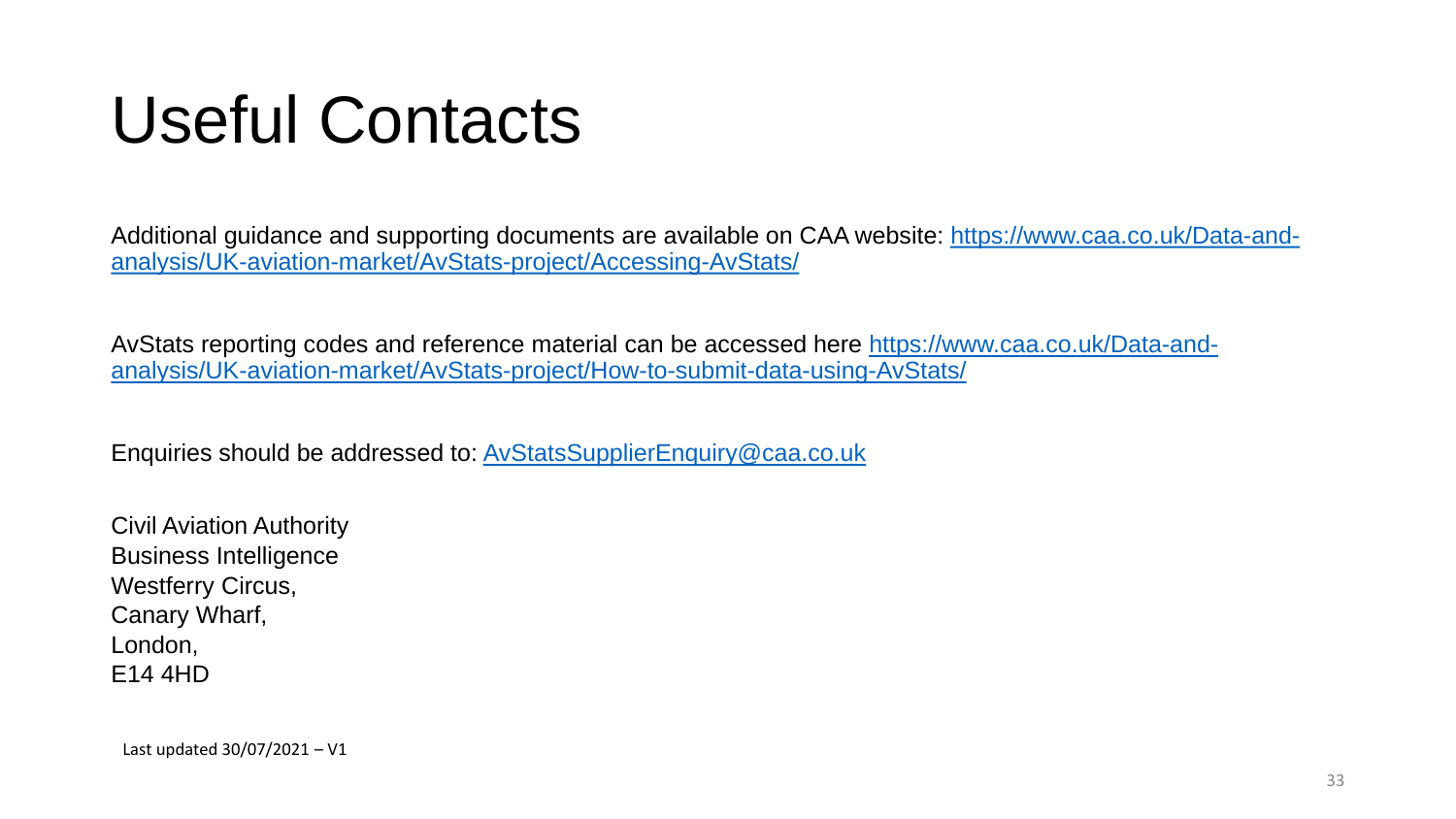# Useful Contacts

Additional guidance and supporting documents are available on CAA website: [https://www.caa.co.uk/Data-and-analysis/UK-aviation-market/AvStats-project/Accessing-AvStats/](https://www.caa.co.uk/Data-and-analysis/UK-aviation-market/AvStats-project/Accessing-AvStats/)

AvStats reporting codes and reference material can be accessed here [https://www.caa.co.uk/Data-and-analysis/UK-aviation-market/AvStats-project/How-to-submit-data-using-AvStats/](https://www.caa.co.uk/Data-and-analysis/UK-aviation-market/AvStats-project/How-to-submit-data-using-AvStats/)

Enquiries should be addressed to: [AvStatsSupplierEnquiry@caa.co.uk](mailto:AvStatsSupplierEnquiry@caa.co.uk)

Civil Aviation Authority
Business Intelligence
Westferry Circus,
Canary Wharf,
London,
E14 4HD

Last updated 30/07/2021 – V1